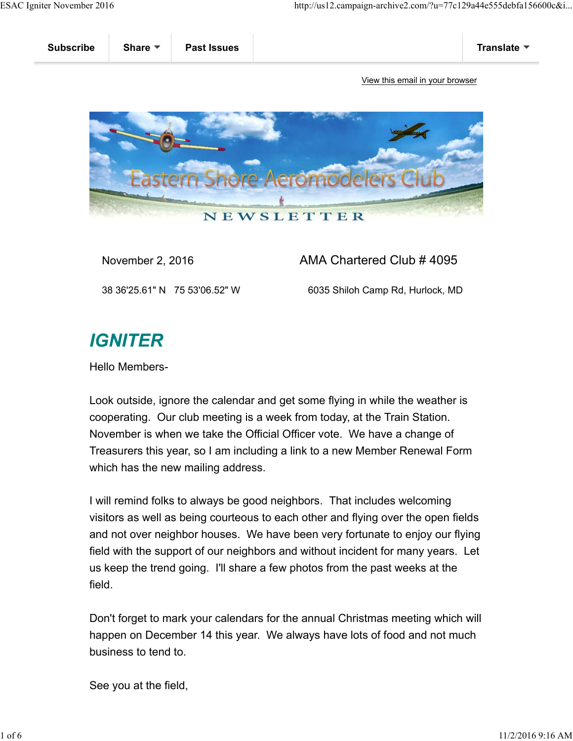Subscribe | Share | Past Issues | Translate

View this email in your browser

Eastern Shore Aeromodelers Club

NEWSLETTER

November 2, 2016 AMA Chartered Club # 4095

38 36'25.61" N 75 53'06.52" W 6035 Shiloh Camp Rd, Hurlock, MD

# *IGNITER*

Hello Members-

Look outside, ignore the calendar and get some flying in while the weather is cooperating. Our club meeting is a week from today, at the Train Station. November is when we take the Official Officer vote. We have a change of Treasurers this year, so I am including a link to a new Member Renewal Form which has the new mailing address.

I will remind folks to always be good neighbors. That includes welcoming visitors as well as being courteous to each other and flying over the open fields and not over neighbor houses. We have been very fortunate to enjoy our flying field with the support of our neighbors and without incident for many years. Let us keep the trend going. I'll share a few photos from the past weeks at the field.

Don't forget to mark your calendars for the annual Christmas meeting which will happen on December 14 this year. We always have lots of food and not much business to tend to.

See you at the field,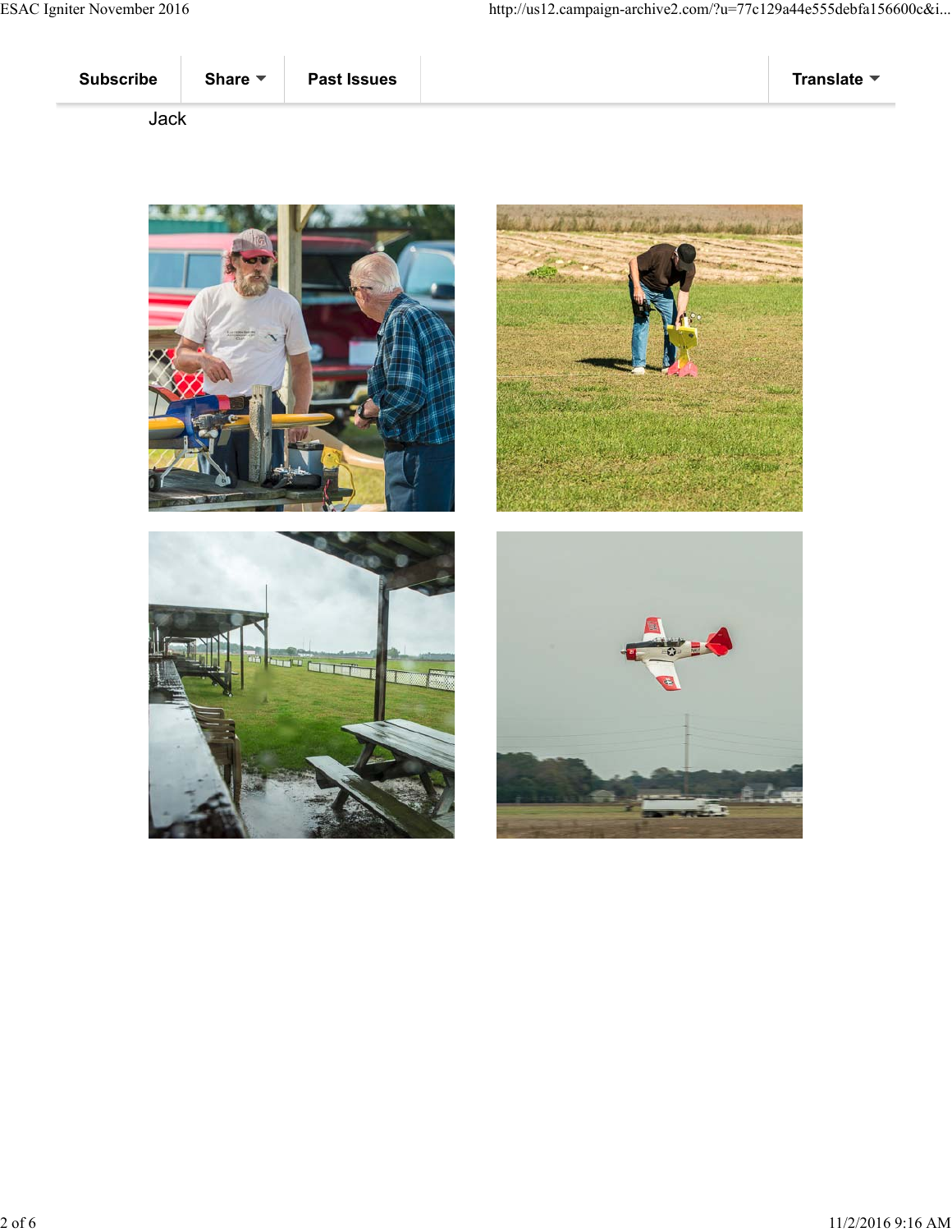Subscribe | Share | Past Issues | Translate

Jack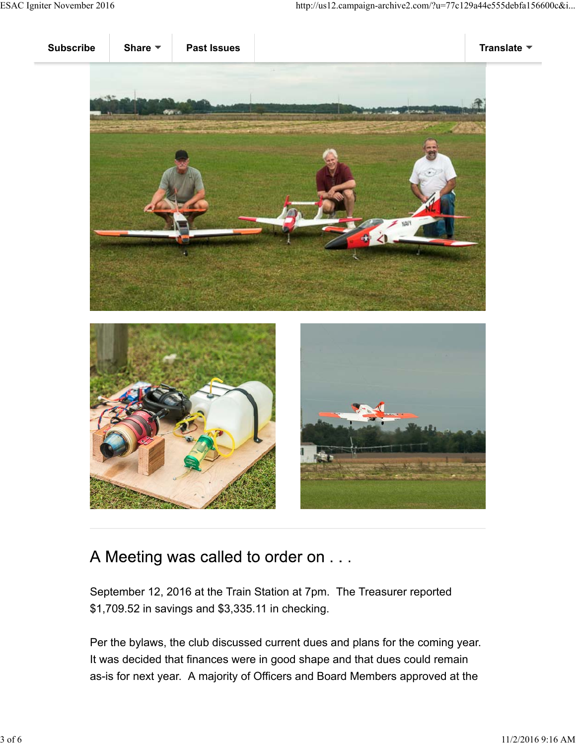Subscribe | Share | Past Issues | Translate

## A Meeting was called to order on . . .

September 12, 2016 at the Train Station at 7pm.  The Treasurer reported $1,709.52 in savings and $3,335.11 in checking.

Per the bylaws, the club discussed current dues and plans for the coming year. It was decided that finances were in good shape and that dues could remain as-is for next year.  A majority of Officers and Board Members approved at the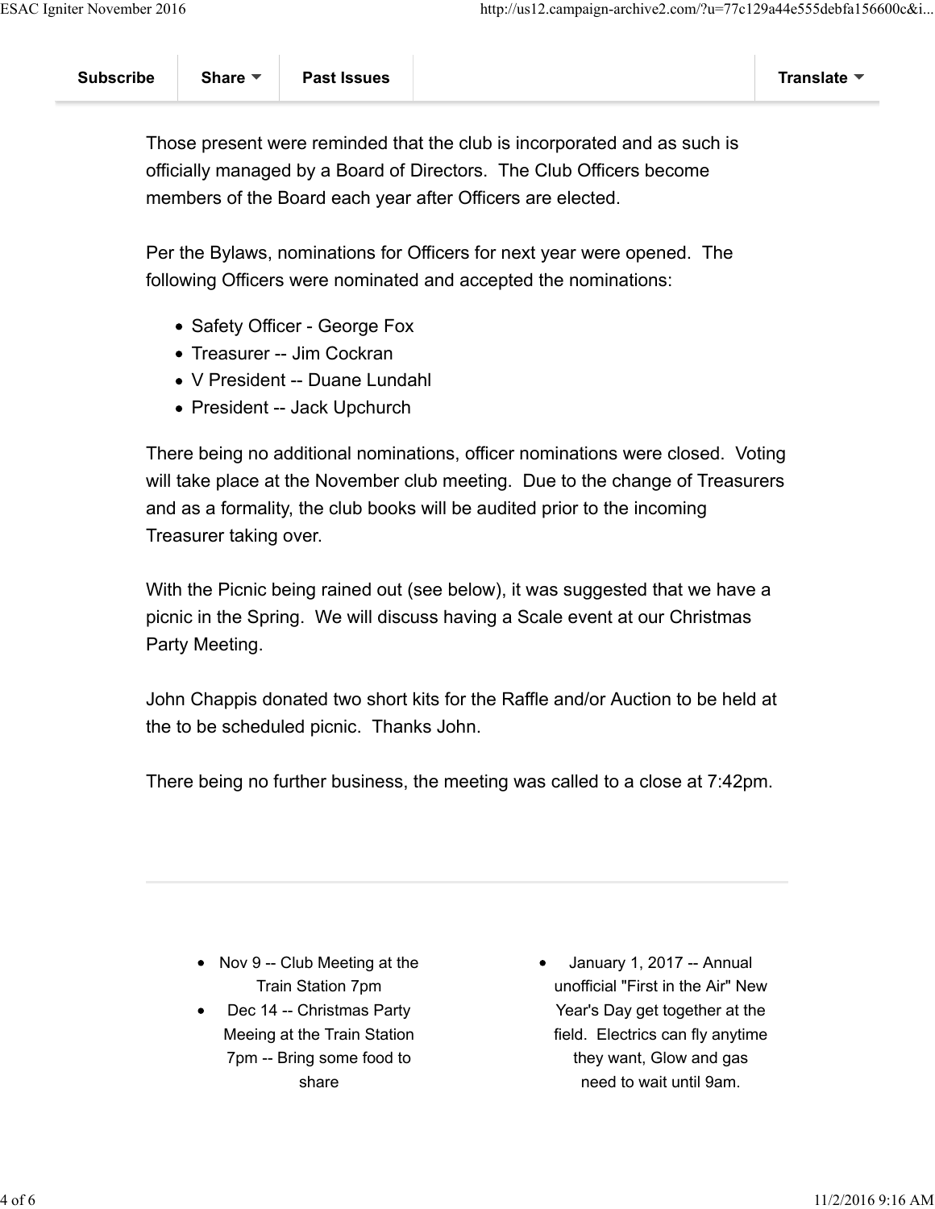Those present were reminded that the club is incorporated and as such is officially managed by a Board of Directors. The Club Officers become members of the Board each year after Officers are elected.

Per the Bylaws, nominations for Officers for next year were opened. The following Officers were nominated and accepted the nominations:

- Safety Officer - George Fox
- Treasurer -- Jim Cockran
- V President -- Duane Lundahl
- President -- Jack Upchurch

There being no additional nominations, officer nominations were closed. Voting will take place at the November club meeting. Due to the change of Treasurers and as a formality, the club books will be audited prior to the incoming Treasurer taking over.

With the Picnic being rained out (see below), it was suggested that we have a picnic in the Spring. We will discuss having a Scale event at our Christmas Party Meeting.

John Chappis donated two short kits for the Raffle and/or Auction to be held at the to be scheduled picnic. Thanks John.

There being no further business, the meeting was called to a close at 7:42pm.

---

- Nov 9 -- Club Meeting at the Train Station 7pm
- Dec 14 -- Christmas Party Meeing at the Train Station 7pm -- Bring some food to share
- January 1, 2017 -- Annual unofficial "First in the Air" New Year's Day get together at the field. Electrics can fly anytime they want, Glow and gas need to wait until 9am.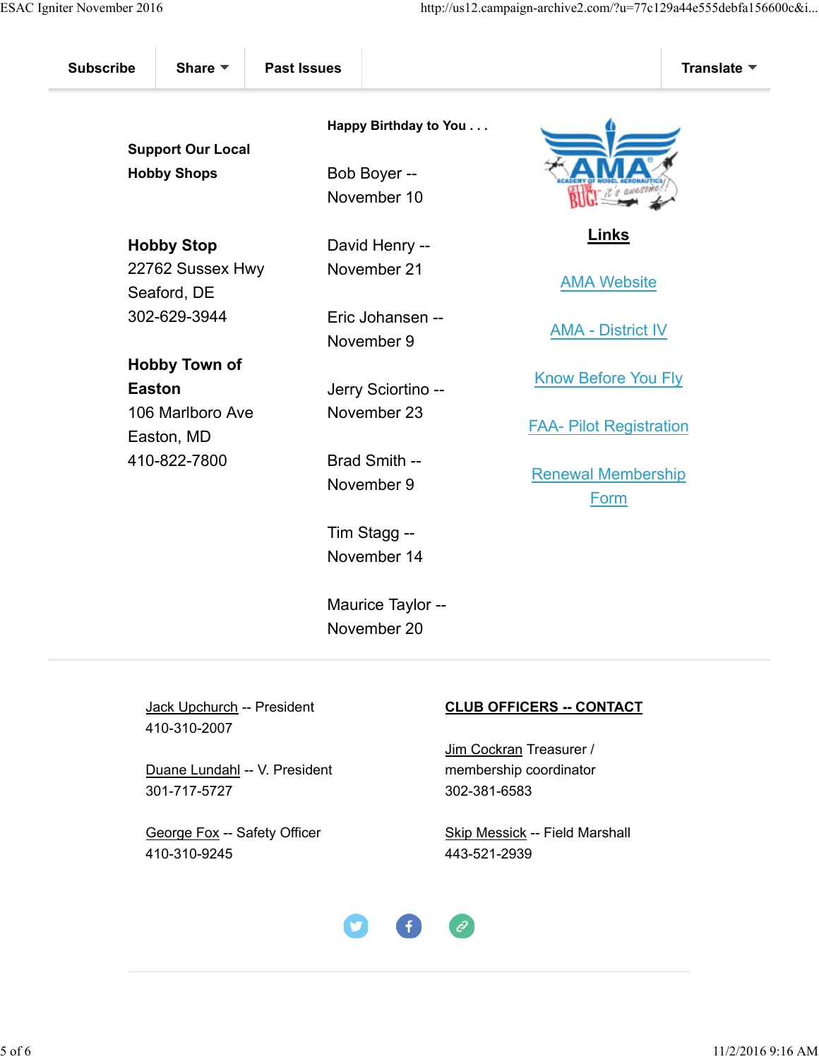Subscribe | Share | Past Issues | Translate

**Support Our Local Hobby Shops**

**Hobby Stop**
22762 Sussex Hwy
Seaford, DE
302-629-3944

**Hobby Town of Easton**
106 Marlboro Ave
Easton, MD
410-822-7800

**Happy Birthday to You . . .**

Bob Boyer -- November 10

David Henry -- November 21

Eric Johansen -- November 9

Jerry Sciortino -- November 23

Brad Smith -- November 9

Tim Stagg -- November 14

Maurice Taylor -- November 20

**Links**

AMA Website

AMA - District IV

Know Before You Fly

FAA- Pilot Registration

Renewal Membership Form

---

**CLUB OFFICERS -- CONTACT**

Jack Upchurch -- President
410-310-2007

Duane Lundahl -- V. President
301-717-5727

George Fox -- Safety Officer
410-310-9245

Jim Cockran Treasurer / membership coordinator
302-381-6583

Skip Messick -- Field Marshall
443-521-2939